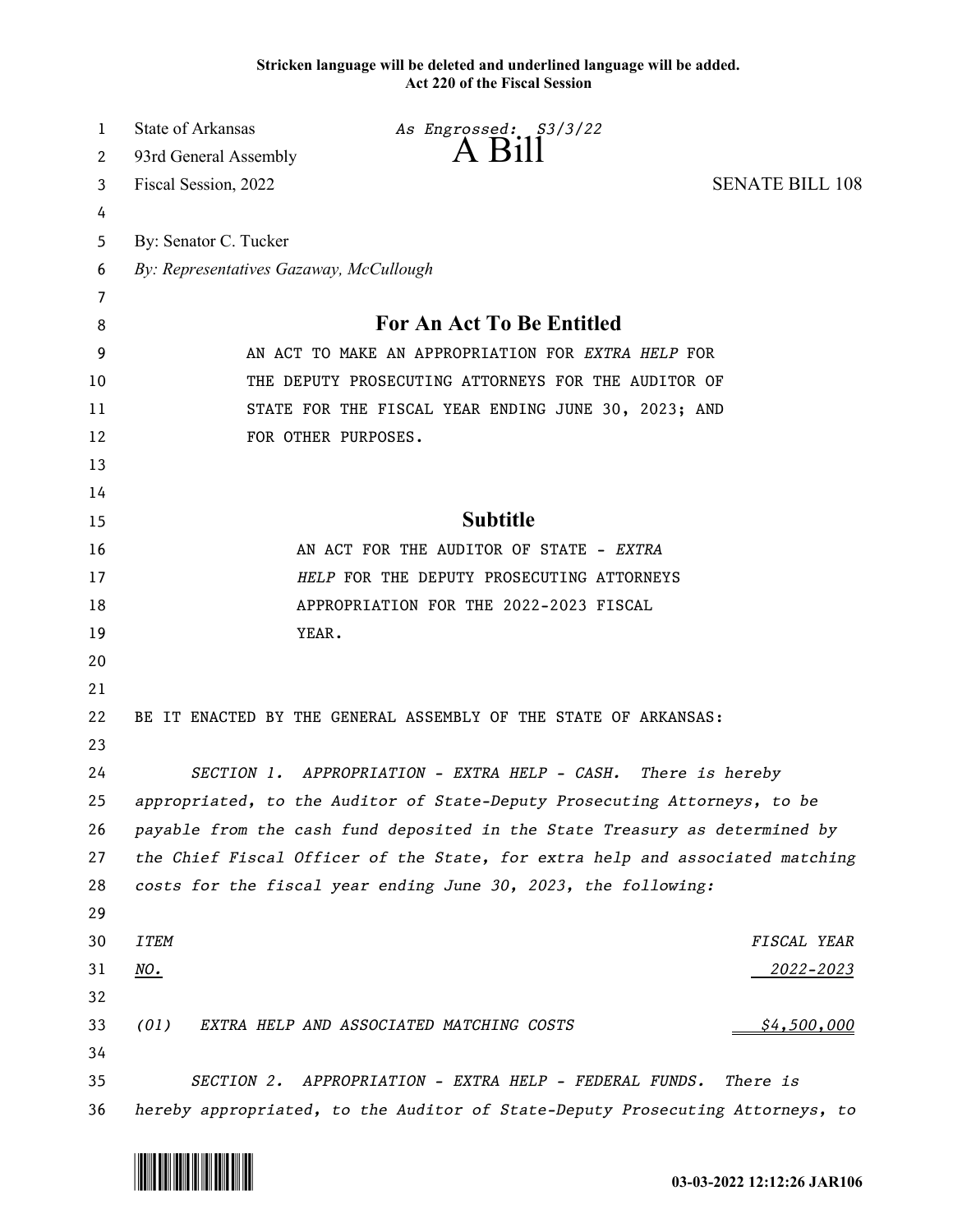**Stricken language will be deleted and underlined language will be added.**
**Act 220 of the Fiscal Session**

State of Arkansas *As Engrossed: S3/3/22*
93rd General Assembly
# A Bill
Fiscal Session, 2022 SENATE BILL 108

By: Senator C. Tucker
*By: Representatives Gazaway, McCullough*

## For An Act To Be Entitled

AN ACT TO MAKE AN APPROPRIATION FOR *EXTRA HELP* FOR THE DEPUTY PROSECUTING ATTORNEYS FOR THE AUDITOR OF STATE FOR THE FISCAL YEAR ENDING JUNE 30, 2023; AND FOR OTHER PURPOSES.

## Subtitle

AN ACT FOR THE AUDITOR OF STATE - *EXTRA HELP* FOR THE DEPUTY PROSECUTING ATTORNEYS APPROPRIATION FOR THE 2022-2023 FISCAL YEAR.

BE IT ENACTED BY THE GENERAL ASSEMBLY OF THE STATE OF ARKANSAS:

*SECTION 1. APPROPRIATION - EXTRA HELP - CASH. There is hereby appropriated, to the Auditor of State-Deputy Prosecuting Attorneys, to be payable from the cash fund deposited in the State Treasury as determined by the Chief Fiscal Officer of the State, for extra help and associated matching costs for the fiscal year ending June 30, 2023, the following:*

| *ITEM* *NO.* | | *FISCAL YEAR* *2022-2023* |
|---|---|---|
| *(01)* | *EXTRA HELP AND ASSOCIATED MATCHING COSTS* | *$4,500,000* |

*SECTION 2. APPROPRIATION - EXTRA HELP - FEDERAL FUNDS. There is hereby appropriated, to the Auditor of State-Deputy Prosecuting Attorneys, to*

03-03-2022 12:12:26 JAR106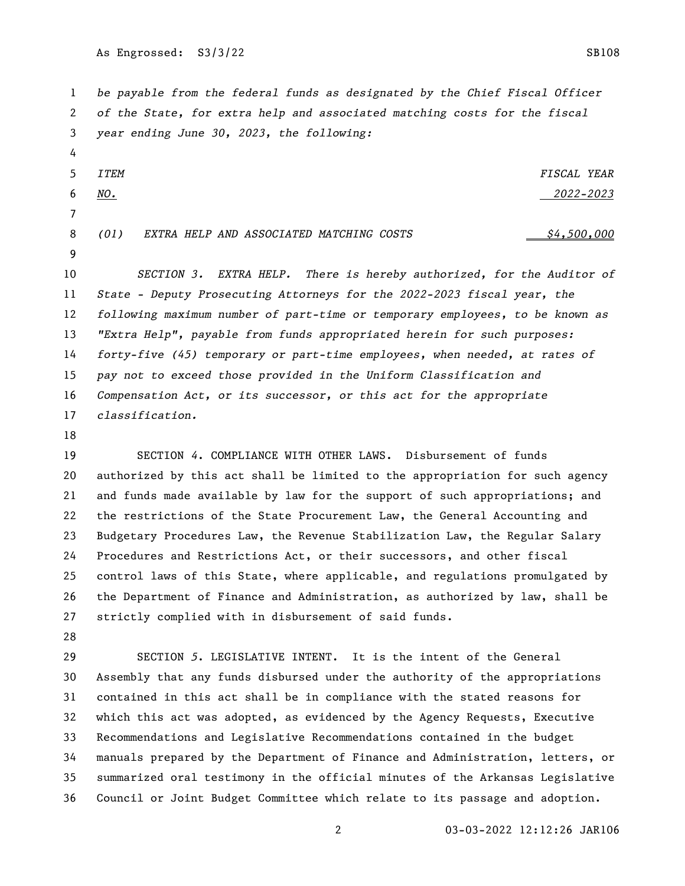*be payable from the federal funds as designated by the Chief Fiscal Officer of the State, for extra help and associated matching costs for the fiscal year ending June 30, 2023, the following:*

| *ITEM NO.* | | *FISCAL YEAR 2022-2023* |
|---|---|---|
| *(01)* | *EXTRA HELP AND ASSOCIATED MATCHING COSTS* | *$4,500,000* |

*SECTION 3. EXTRA HELP. There is hereby authorized, for the Auditor of State - Deputy Prosecuting Attorneys for the 2022-2023 fiscal year, the following maximum number of part-time or temporary employees, to be known as "Extra Help", payable from funds appropriated herein for such purposes: forty-five (45) temporary or part-time employees, when needed, at rates of pay not to exceed those provided in the Uniform Classification and Compensation Act, or its successor, or this act for the appropriate classification.*

SECTION *4*. COMPLIANCE WITH OTHER LAWS. Disbursement of funds authorized by this act shall be limited to the appropriation for such agency and funds made available by law for the support of such appropriations; and the restrictions of the State Procurement Law, the General Accounting and Budgetary Procedures Law, the Revenue Stabilization Law, the Regular Salary Procedures and Restrictions Act, or their successors, and other fiscal control laws of this State, where applicable, and regulations promulgated by the Department of Finance and Administration, as authorized by law, shall be strictly complied with in disbursement of said funds.

SECTION *5*. LEGISLATIVE INTENT. It is the intent of the General Assembly that any funds disbursed under the authority of the appropriations contained in this act shall be in compliance with the stated reasons for which this act was adopted, as evidenced by the Agency Requests, Executive Recommendations and Legislative Recommendations contained in the budget manuals prepared by the Department of Finance and Administration, letters, or summarized oral testimony in the official minutes of the Arkansas Legislative Council or Joint Budget Committee which relate to its passage and adoption.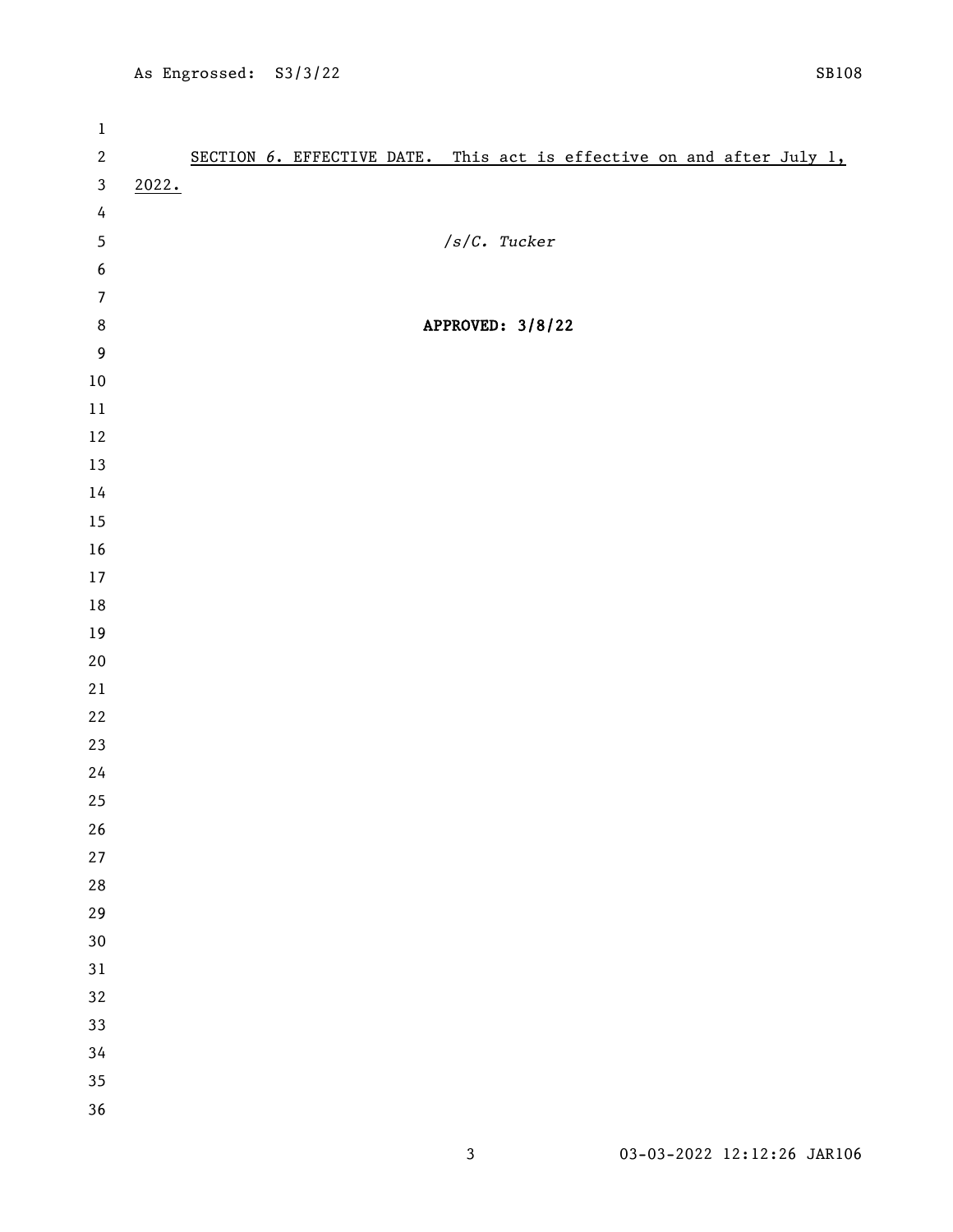SECTION *6*. EFFECTIVE DATE. This act is effective on and after July 1, 2022.

*/s/C. Tucker*

**APPROVED: 3/8/22**